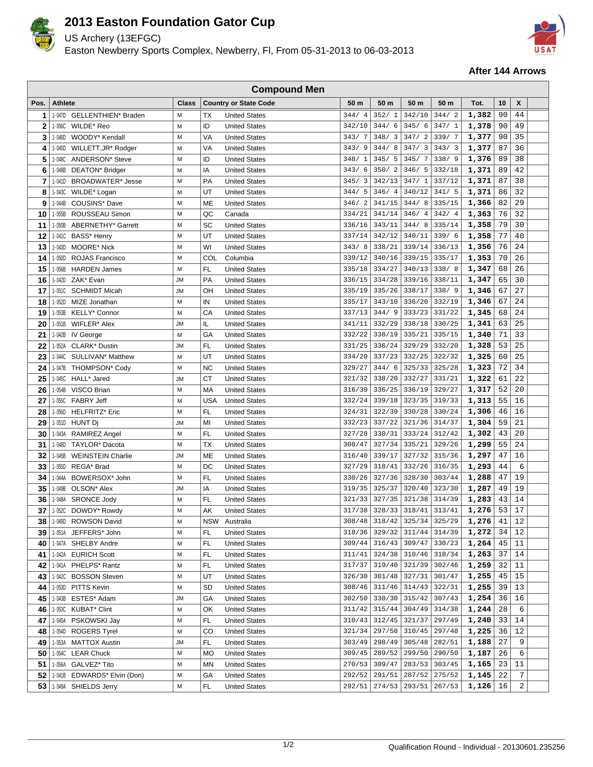# 2013 Easton Foundation Gator Cup

US Archery (13EFGC)

Easton Newberry Sports Complex, Newberry, Fl, From 05-31-2013 to 06-03-2013

**After 144 Arrows**

| Compound Men | | | | | | | | | | | | |
|---|---|---|---|---|---|---|---|---|---|---|---|---|
| **Pos.** | **Athlete** | **Class** | **Country or State Code** | | **50 m** | **50 m** | **50 m** | **50 m** | **Tot.** | **10** | **X** | |
| 1 | 1-047D GELLENTHIEN* Braden | M | TX | United States | 344/ 4 | 352/ 1 | 342/10 | 344/ 2 | 1,382 | 90 | 44 | |
| 2 | 1-056C WILDE* Reo | M | ID | United States | 342/10 | 344/ 6 | 345/ 6 | 347/ 1 | 1,378 | 90 | 49 | |
| 3 | 1-046D WOODY* Kendall | M | VA | United States | 343/ 7 | 348/ 3 | 347/ 2 | 339/ 7 | 1,377 | 90 | 35 | |
| 4 | 1-045D WILLETT,JR* Rodger | M | VA | United States | 343/ 9 | 344/ 8 | 347/ 3 | 343/ 3 | 1,377 | 87 | 36 | |
| 5 | 1-048C ANDERSON* Steve | M | ID | United States | 348/ 1 | 345/ 5 | 345/ 7 | 338/ 9 | 1,376 | 89 | 38 | |
| 6 | 1-048B DEATON* Bridger | M | IA | United States | 343/ 6 | 350/ 2 | 346/ 5 | 332/18 | 1,371 | 89 | 42 | |
| 7 | 1-041D BROADWATER* Jesse | M | PA | United States | 345/ 3 | 342/13 | 347/ 1 | 337/12 | 1,371 | 87 | 38 | |
| 8 | 1-043C WILDE* Logan | M | UT | United States | 344/ 5 | 346/ 4 | 340/12 | 341/ 5 | 1,371 | 86 | 32 | |
| 9 | 1-044B COUSINS* Dave | M | ME | United States | 346/ 2 | 341/15 | 344/ 8 | 335/15 | 1,366 | 82 | 29 | |
| 10 | 1-055B ROUSSEAU Simon | M | QC | Canada | 334/21 | 341/14 | 346/ 4 | 342/ 4 | 1,363 | 76 | 32 | |
| 11 | 1-050B ABERNETHY* Garrett | M | SC | United States | 336/16 | 343/11 | 344/ 8 | 335/14 | 1,358 | 79 | 30 | |
| 12 | 1-041C BASS* Henry | M | UT | United States | 337/14 | 342/12 | 340/11 | 339/ 6 | 1,358 | 77 | 40 | |
| 13 | 1-043D MOORE* Nick | M | WI | United States | 343/ 8 | 338/21 | 339/14 | 336/13 | 1,356 | 76 | 24 | |
| 14 | 1-050D ROJAS Francisco | M | COL | Columbia | 339/12 | 340/16 | 339/15 | 335/17 | 1,353 | 70 | 26 | |
| 15 | 1-056B HARDEN James | M | FL | United States | 335/18 | 334/27 | 340/13 | 338/ 8 | 1,347 | 68 | 26 | |
| 16 | 1-042D ZAK* Evan | JM | PA | United States | 336/15 | 334/28 | 339/16 | 338/11 | 1,347 | 65 | 30 | |
| 17 | 1-051C SCHMIDT Micah | JM | OH | United States | 335/19 | 335/26 | 338/17 | 338/ 9 | 1,346 | 67 | 27 | |
| 18 | 1-052D MIZE Jonathan | M | IN | United States | 335/17 | 343/10 | 336/20 | 332/19 | 1,346 | 67 | 24 | |
| 19 | 1-053B KELLY* Connor | M | CA | United States | 337/13 | 344/ 9 | 333/23 | 331/22 | 1,345 | 68 | 24 | |
| 20 | 1-051B WIFLER* Alex | JM | IL | United States | 341/11 | 332/29 | 338/18 | 330/25 | 1,341 | 63 | 25 | |
| 21 | 1-042B IV George | M | GA | United States | 332/22 | 338/19 | 335/21 | 335/15 | 1,340 | 71 | 33 | |
| 22 | 1-052A CLARK* Dustin | JM | FL | United States | 331/25 | 336/24 | 329/29 | 332/20 | 1,328 | 53 | 25 | |
| 23 | 1-044C SULLIVAN* Matthew | M | UT | United States | 334/20 | 337/23 | 332/25 | 322/32 | 1,325 | 60 | 25 | |
| 24 | 1-047B THOMPSON* Cody | M | NC | United States | 329/27 | 344/ 6 | 325/33 | 325/28 | 1,323 | 72 | 34 | |
| 25 | 1-045C HALL* Jared | JM | CT | United States | 321/32 | 338/20 | 332/27 | 331/21 | 1,322 | 61 | 22 | |
| 26 | 1-054B VISCO Brian | M | MA | United States | 316/39 | 336/25 | 336/19 | 329/27 | 1,317 | 52 | 20 | |
| 27 | 1-055C FABRY Jeff | M | USA | United States | 332/24 | 339/18 | 323/35 | 319/33 | 1,313 | 55 | 16 | |
| 28 | 1-056D HELFRITZ* Eric | M | FL | United States | 324/31 | 322/39 | 330/28 | 330/24 | 1,306 | 46 | 16 | |
| 29 | 1-051D HUNT Dj | JM | MI | United States | 332/23 | 337/22 | 321/36 | 314/37 | 1,304 | 59 | 21 | |
| 30 | 1-043A RAMIREZ Angel | M | FL | United States | 327/28 | 330/31 | 333/24 | 312/42 | 1,302 | 43 | 20 | |
| 31 | 1-048D TAYLOR* Dacota | M | TX | United States | 308/47 | 327/34 | 335/21 | 329/26 | 1,299 | 55 | 24 | |
| 32 | 1-045B WEINSTEIN Charlie | JM | ME | United States | 316/40 | 339/17 | 327/32 | 315/36 | 1,297 | 47 | 16 | |
| 33 | 1-055D REGA* Brad | M | DC | United States | 327/29 | 318/41 | 332/26 | 316/35 | 1,293 | 44 | 6 | |
| 34 | 1-044A BOWERSOX* John | M | FL | United States | 330/26 | 327/36 | 328/30 | 303/44 | 1,288 | 47 | 19 | |
| 35 | 1-049B OLSON* Alex | JM | IA | United States | 319/35 | 325/37 | 320/40 | 323/30 | 1,287 | 49 | 19 | |
| 36 | 1-049A SRONCE Jody | M | FL | United States | 321/33 | 327/35 | 321/38 | 314/39 | 1,283 | 43 | 14 | |
| 37 | 1-052C DOWDY* Rowdy | M | AK | United States | 317/38 | 328/33 | 318/41 | 313/41 | 1,276 | 53 | 17 | |
| 38 | 1-049D ROWSON David | M | NSW | Australia | 308/48 | 318/42 | 325/34 | 325/29 | 1,276 | 41 | 12 | |
| 39 | 1-051A JEFFERS* John | M | FL | United States | 318/36 | 329/32 | 311/44 | 314/39 | 1,272 | 34 | 12 | |
| 40 | 1-047A SHELBY Andre | M | FL | United States | 309/44 | 316/43 | 309/47 | 330/23 | 1,264 | 45 | 11 | |
| 41 | 1-042A EURICH Scott | M | FL | United States | 311/41 | 324/38 | 310/46 | 318/34 | 1,263 | 37 | 14 | |
| 42 | 1-041A PHELPS* Rantz | M | FL | United States | 317/37 | 319/40 | 321/39 | 302/46 | 1,259 | 32 | 11 | |
| 43 | 1-042C BOSSON Steven | M | UT | United States | 326/30 | 301/48 | 327/31 | 301/47 | 1,255 | 45 | 15 | |
| 44 | 1-053D PITTS Kevin | M | SD | United States | 308/46 | 311/46 | 314/43 | 322/31 | 1,255 | 39 | 13 | |
| 45 | 1-043B ESTES* Adam | JM | GA | United States | 302/50 | 330/30 | 315/42 | 307/43 | 1,254 | 36 | 16 | |
| 46 | 1-053C KUBAT* Clint | M | OK | United States | 311/42 | 315/44 | 304/49 | 314/38 | 1,244 | 28 | 6 | |
| 47 | 1-045A PSKOWSKI Jay | M | FL | United States | 310/43 | 312/45 | 321/37 | 297/49 | 1,240 | 33 | 14 | |
| 48 | 1-054D ROGERS Tyrel | M | CO | United States | 321/34 | 297/50 | 310/45 | 297/48 | 1,225 | 36 | 12 | |
| 49 | 1-053A MATTOX Austin | JM | FL | United States | 303/49 | 298/49 | 305/48 | 282/51 | 1,188 | 27 | 9 | |
| 50 | 1-054C LEAR Chuck | M | MO | United States | 309/45 | 289/52 | 299/50 | 290/50 | 1,187 | 26 | 6 | |
| 51 | 1-056A GALVEZ* Tito | M | MN | United States | 270/53 | 309/47 | 283/53 | 303/45 | 1,165 | 23 | 11 | |
| 52 | 1-041B EDWARDS* Elvin (Don) | M | GA | United States | 292/52 | 291/51 | 287/52 | 275/52 | 1,145 | 22 | 7 | |
| 53 | 1-049A SHIELDS Jerry | M | FL | United States | 292/51 | 274/53 | 293/51 | 267/53 | 1,126 | 16 | 2 | |

Qualification Round - Individual - 20130601.235256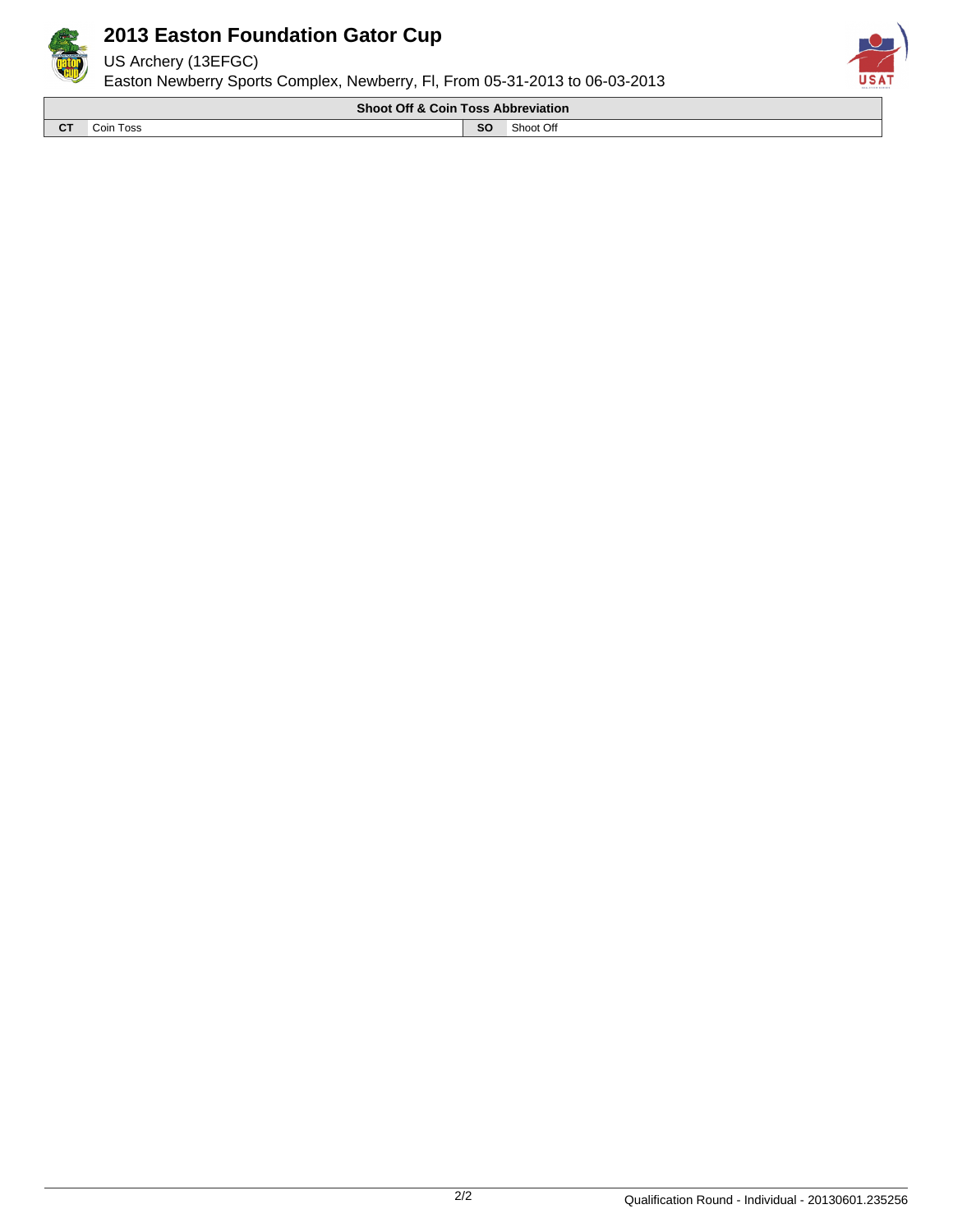| Shoot Off & Coin Toss Abbreviation | | | |
|---|---|---|---|
| CT | Coin Toss | SO | Shoot Off |